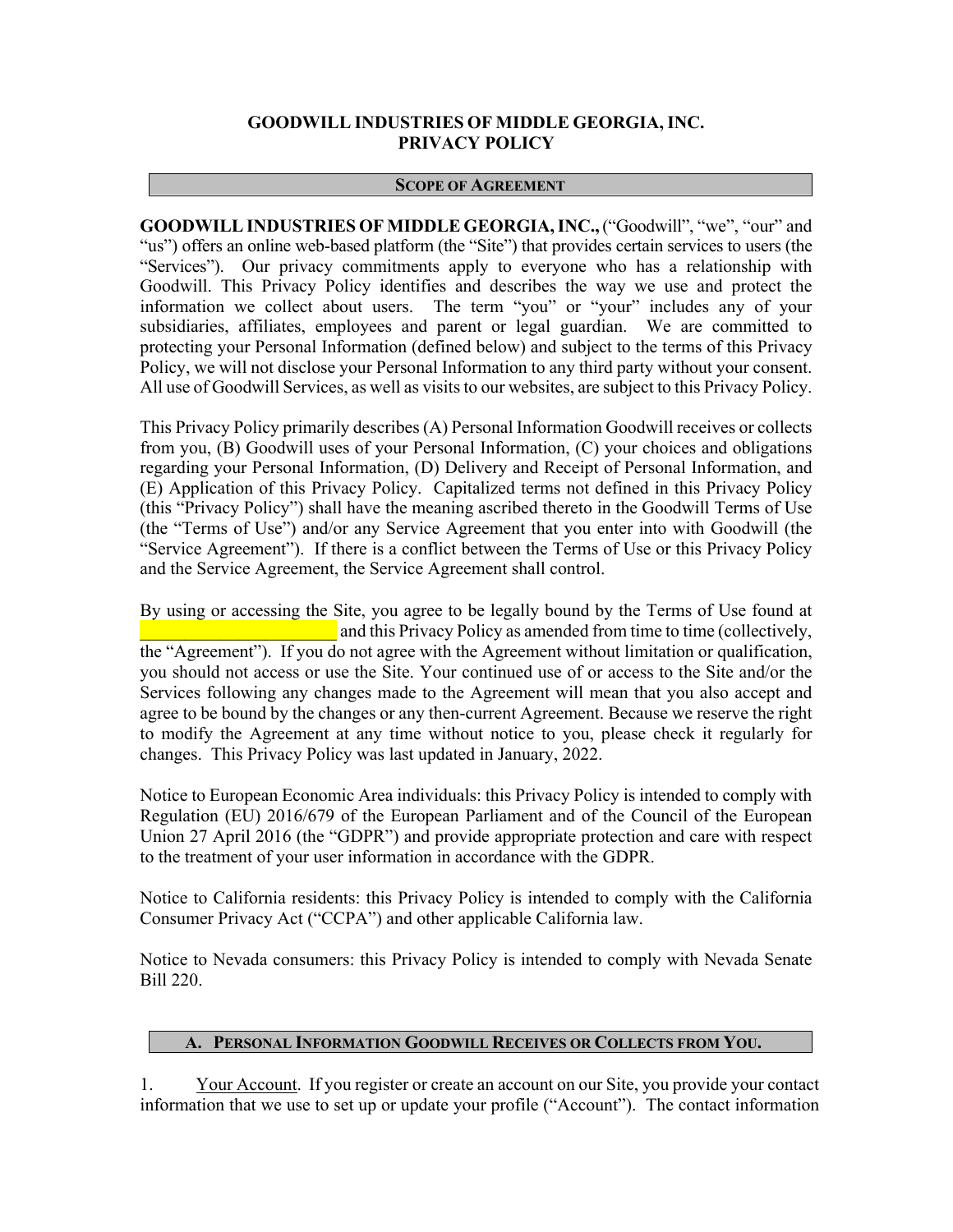# GOODWILL INDUSTRIES OF MIDDLE GEORGIA, INC.
# PRIVACY POLICY

## SCOPE OF AGREEMENT

**GOODWILL INDUSTRIES OF MIDDLE GEORGIA, INC.,** ("Goodwill", "we", "our" and "us") offers an online web-based platform (the "Site") that provides certain services to users (the "Services"). Our privacy commitments apply to everyone who has a relationship with Goodwill. This Privacy Policy identifies and describes the way we use and protect the information we collect about users. The term "you" or "your" includes any of your subsidiaries, affiliates, employees and parent or legal guardian. We are committed to protecting your Personal Information (defined below) and subject to the terms of this Privacy Policy, we will not disclose your Personal Information to any third party without your consent. All use of Goodwill Services, as well as visits to our websites, are subject to this Privacy Policy.

This Privacy Policy primarily describes (A) Personal Information Goodwill receives or collects from you, (B) Goodwill uses of your Personal Information, (C) your choices and obligations regarding your Personal Information, (D) Delivery and Receipt of Personal Information, and (E) Application of this Privacy Policy. Capitalized terms not defined in this Privacy Policy (this "Privacy Policy") shall have the meaning ascribed thereto in the Goodwill Terms of Use (the "Terms of Use") and/or any Service Agreement that you enter into with Goodwill (the "Service Agreement"). If there is a conflict between the Terms of Use or this Privacy Policy and the Service Agreement, the Service Agreement shall control.

By using or accessing the Site, you agree to be legally bound by the Terms of Use found at _____________________ and this Privacy Policy as amended from time to time (collectively, the "Agreement"). If you do not agree with the Agreement without limitation or qualification, you should not access or use the Site. Your continued use of or access to the Site and/or the Services following any changes made to the Agreement will mean that you also accept and agree to be bound by the changes or any then-current Agreement. Because we reserve the right to modify the Agreement at any time without notice to you, please check it regularly for changes. This Privacy Policy was last updated in January, 2022.

Notice to European Economic Area individuals: this Privacy Policy is intended to comply with Regulation (EU) 2016/679 of the European Parliament and of the Council of the European Union 27 April 2016 (the "GDPR") and provide appropriate protection and care with respect to the treatment of your user information in accordance with the GDPR.

Notice to California residents: this Privacy Policy is intended to comply with the California Consumer Privacy Act ("CCPA") and other applicable California law.

Notice to Nevada consumers: this Privacy Policy is intended to comply with Nevada Senate Bill 220.

## A. PERSONAL INFORMATION GOODWILL RECEIVES OR COLLECTS FROM YOU.

1. Your Account. If you register or create an account on our Site, you provide your contact information that we use to set up or update your profile ("Account"). The contact information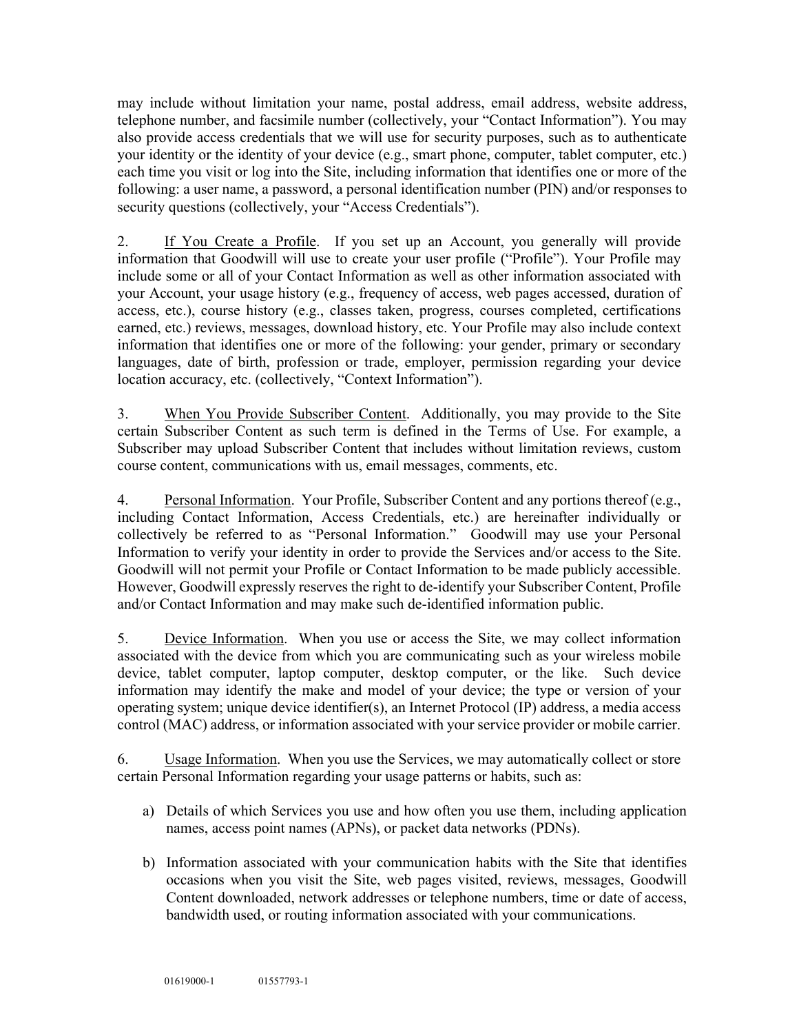may include without limitation your name, postal address, email address, website address, telephone number, and facsimile number (collectively, your "Contact Information"). You may also provide access credentials that we will use for security purposes, such as to authenticate your identity or the identity of your device (e.g., smart phone, computer, tablet computer, etc.) each time you visit or log into the Site, including information that identifies one or more of the following: a user name, a password, a personal identification number (PIN) and/or responses to security questions (collectively, your "Access Credentials").

2. <u>If You Create a Profile</u>. If you set up an Account, you generally will provide information that Goodwill will use to create your user profile ("Profile"). Your Profile may include some or all of your Contact Information as well as other information associated with your Account, your usage history (e.g., frequency of access, web pages accessed, duration of access, etc.), course history (e.g., classes taken, progress, courses completed, certifications earned, etc.) reviews, messages, download history, etc. Your Profile may also include context information that identifies one or more of the following: your gender, primary or secondary languages, date of birth, profession or trade, employer, permission regarding your device location accuracy, etc. (collectively, "Context Information").

3. <u>When You Provide Subscriber Content</u>. Additionally, you may provide to the Site certain Subscriber Content as such term is defined in the Terms of Use. For example, a Subscriber may upload Subscriber Content that includes without limitation reviews, custom course content, communications with us, email messages, comments, etc.

4. <u>Personal Information</u>. Your Profile, Subscriber Content and any portions thereof (e.g., including Contact Information, Access Credentials, etc.) are hereinafter individually or collectively be referred to as "Personal Information." Goodwill may use your Personal Information to verify your identity in order to provide the Services and/or access to the Site. Goodwill will not permit your Profile or Contact Information to be made publicly accessible. However, Goodwill expressly reserves the right to de-identify your Subscriber Content, Profile and/or Contact Information and may make such de-identified information public.

5. <u>Device Information</u>. When you use or access the Site, we may collect information associated with the device from which you are communicating such as your wireless mobile device, tablet computer, laptop computer, desktop computer, or the like. Such device information may identify the make and model of your device; the type or version of your operating system; unique device identifier(s), an Internet Protocol (IP) address, a media access control (MAC) address, or information associated with your service provider or mobile carrier.

6. <u>Usage Information</u>. When you use the Services, we may automatically collect or store certain Personal Information regarding your usage patterns or habits, such as:

a) Details of which Services you use and how often you use them, including application names, access point names (APNs), or packet data networks (PDNs).

b) Information associated with your communication habits with the Site that identifies occasions when you visit the Site, web pages visited, reviews, messages, Goodwill Content downloaded, network addresses or telephone numbers, time or date of access, bandwidth used, or routing information associated with your communications.

01619000-1 01557793-1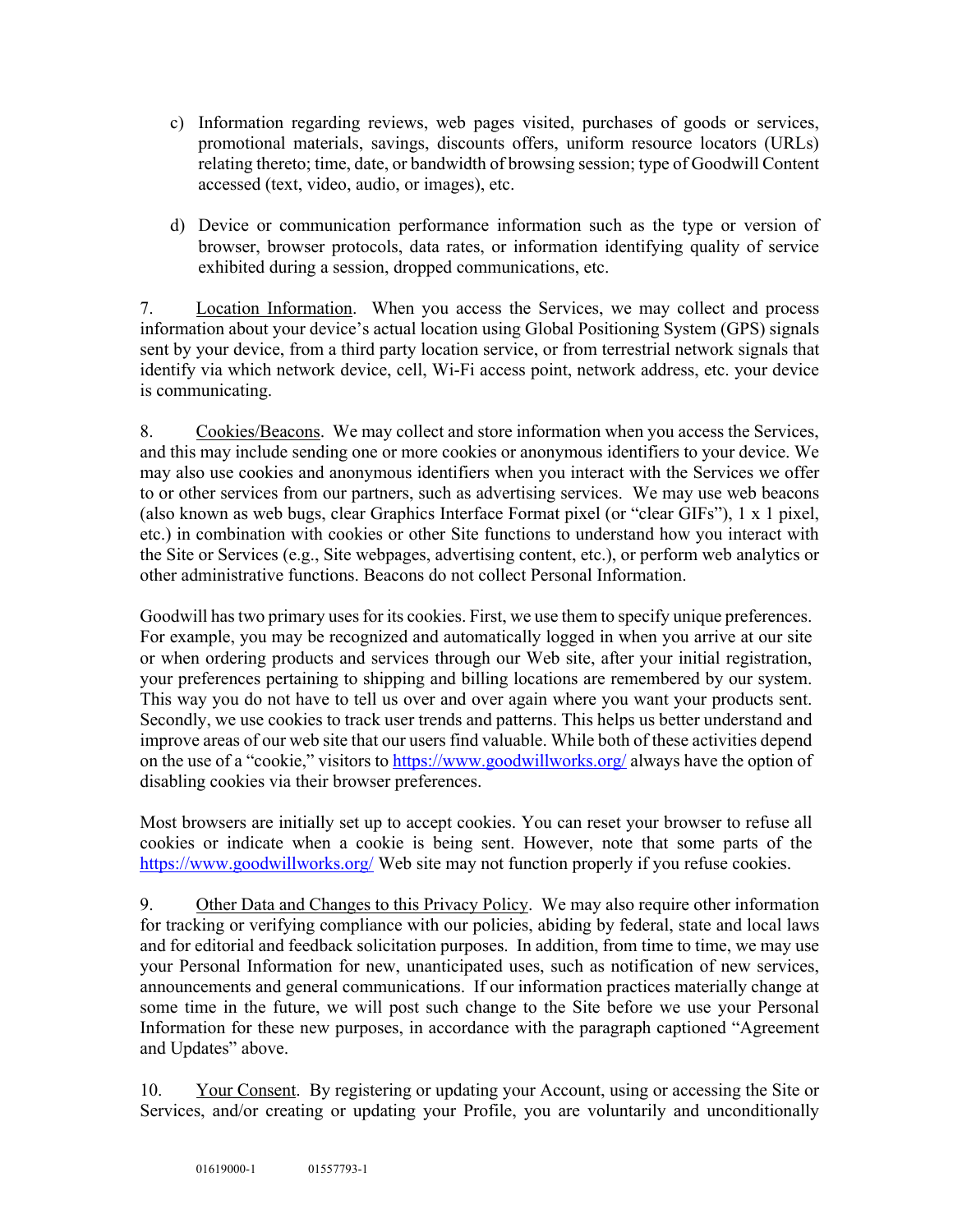c) Information regarding reviews, web pages visited, purchases of goods or services, promotional materials, savings, discounts offers, uniform resource locators (URLs) relating thereto; time, date, or bandwidth of browsing session; type of Goodwill Content accessed (text, video, audio, or images), etc.

d) Device or communication performance information such as the type or version of browser, browser protocols, data rates, or information identifying quality of service exhibited during a session, dropped communications, etc.

7. Location Information. When you access the Services, we may collect and process information about your device's actual location using Global Positioning System (GPS) signals sent by your device, from a third party location service, or from terrestrial network signals that identify via which network device, cell, Wi-Fi access point, network address, etc. your device is communicating.

8. Cookies/Beacons. We may collect and store information when you access the Services, and this may include sending one or more cookies or anonymous identifiers to your device. We may also use cookies and anonymous identifiers when you interact with the Services we offer to or other services from our partners, such as advertising services. We may use web beacons (also known as web bugs, clear Graphics Interface Format pixel (or "clear GIFs"), 1 x 1 pixel, etc.) in combination with cookies or other Site functions to understand how you interact with the Site or Services (e.g., Site webpages, advertising content, etc.), or perform web analytics or other administrative functions. Beacons do not collect Personal Information.

Goodwill has two primary uses for its cookies. First, we use them to specify unique preferences. For example, you may be recognized and automatically logged in when you arrive at our site or when ordering products and services through our Web site, after your initial registration, your preferences pertaining to shipping and billing locations are remembered by our system. This way you do not have to tell us over and over again where you want your products sent. Secondly, we use cookies to track user trends and patterns. This helps us better understand and improve areas of our web site that our users find valuable. While both of these activities depend on the use of a "cookie," visitors to https://www.goodwillworks.org/ always have the option of disabling cookies via their browser preferences.

Most browsers are initially set up to accept cookies. You can reset your browser to refuse all cookies or indicate when a cookie is being sent. However, note that some parts of the https://www.goodwillworks.org/ Web site may not function properly if you refuse cookies.

9. Other Data and Changes to this Privacy Policy. We may also require other information for tracking or verifying compliance with our policies, abiding by federal, state and local laws and for editorial and feedback solicitation purposes. In addition, from time to time, we may use your Personal Information for new, unanticipated uses, such as notification of new services, announcements and general communications. If our information practices materially change at some time in the future, we will post such change to the Site before we use your Personal Information for these new purposes, in accordance with the paragraph captioned "Agreement and Updates" above.

10. Your Consent. By registering or updating your Account, using or accessing the Site or Services, and/or creating or updating your Profile, you are voluntarily and unconditionally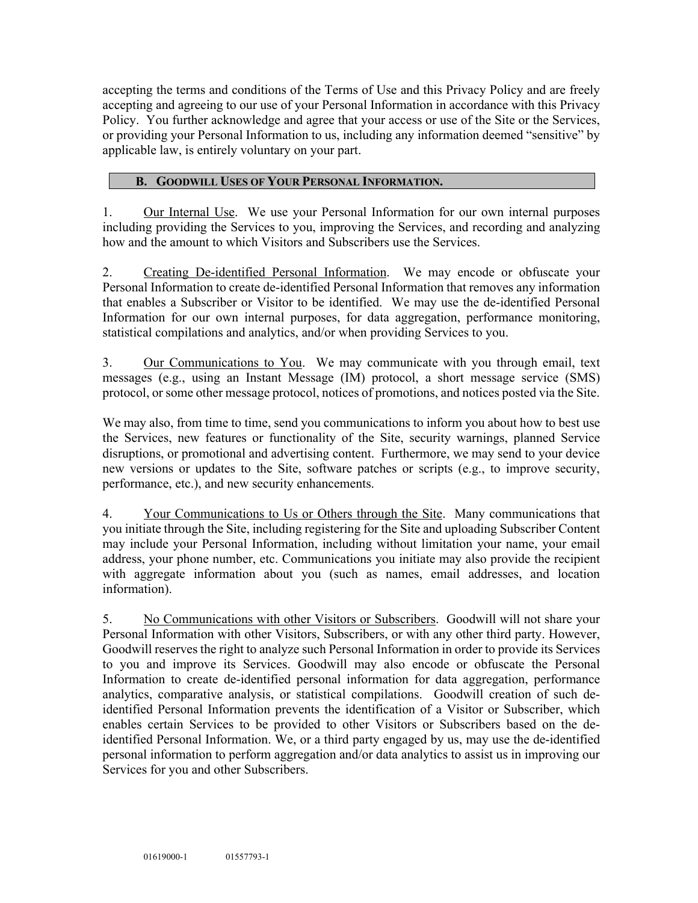accepting the terms and conditions of the Terms of Use and this Privacy Policy and are freely accepting and agreeing to our use of your Personal Information in accordance with this Privacy Policy. You further acknowledge and agree that your access or use of the Site or the Services, or providing your Personal Information to us, including any information deemed "sensitive" by applicable law, is entirely voluntary on your part.

## B. GOODWILL USES OF YOUR PERSONAL INFORMATION.

1. Our Internal Use. We use your Personal Information for our own internal purposes including providing the Services to you, improving the Services, and recording and analyzing how and the amount to which Visitors and Subscribers use the Services.

2. Creating De-identified Personal Information. We may encode or obfuscate your Personal Information to create de-identified Personal Information that removes any information that enables a Subscriber or Visitor to be identified. We may use the de-identified Personal Information for our own internal purposes, for data aggregation, performance monitoring, statistical compilations and analytics, and/or when providing Services to you.

3. Our Communications to You. We may communicate with you through email, text messages (e.g., using an Instant Message (IM) protocol, a short message service (SMS) protocol, or some other message protocol, notices of promotions, and notices posted via the Site.

We may also, from time to time, send you communications to inform you about how to best use the Services, new features or functionality of the Site, security warnings, planned Service disruptions, or promotional and advertising content. Furthermore, we may send to your device new versions or updates to the Site, software patches or scripts (e.g., to improve security, performance, etc.), and new security enhancements.

4. Your Communications to Us or Others through the Site. Many communications that you initiate through the Site, including registering for the Site and uploading Subscriber Content may include your Personal Information, including without limitation your name, your email address, your phone number, etc. Communications you initiate may also provide the recipient with aggregate information about you (such as names, email addresses, and location information).

5. No Communications with other Visitors or Subscribers. Goodwill will not share your Personal Information with other Visitors, Subscribers, or with any other third party. However, Goodwill reserves the right to analyze such Personal Information in order to provide its Services to you and improve its Services. Goodwill may also encode or obfuscate the Personal Information to create de-identified personal information for data aggregation, performance analytics, comparative analysis, or statistical compilations. Goodwill creation of such de-identified Personal Information prevents the identification of a Visitor or Subscriber, which enables certain Services to be provided to other Visitors or Subscribers based on the de-identified Personal Information. We, or a third party engaged by us, may use the de-identified personal information to perform aggregation and/or data analytics to assist us in improving our Services for you and other Subscribers.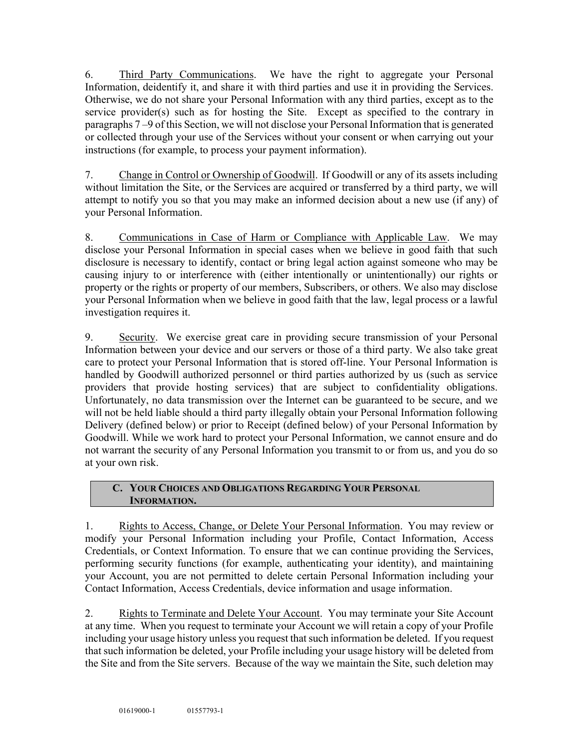6. Third Party Communications. We have the right to aggregate your Personal Information, deidentify it, and share it with third parties and use it in providing the Services. Otherwise, we do not share your Personal Information with any third parties, except as to the service provider(s) such as for hosting the Site. Except as specified to the contrary in paragraphs 7 –9 of this Section, we will not disclose your Personal Information that is generated or collected through your use of the Services without your consent or when carrying out your instructions (for example, to process your payment information).

7. Change in Control or Ownership of Goodwill. If Goodwill or any of its assets including without limitation the Site, or the Services are acquired or transferred by a third party, we will attempt to notify you so that you may make an informed decision about a new use (if any) of your Personal Information.

8. Communications in Case of Harm or Compliance with Applicable Law. We may disclose your Personal Information in special cases when we believe in good faith that such disclosure is necessary to identify, contact or bring legal action against someone who may be causing injury to or interference with (either intentionally or unintentionally) our rights or property or the rights or property of our members, Subscribers, or others. We also may disclose your Personal Information when we believe in good faith that the law, legal process or a lawful investigation requires it.

9. Security. We exercise great care in providing secure transmission of your Personal Information between your device and our servers or those of a third party. We also take great care to protect your Personal Information that is stored off-line. Your Personal Information is handled by Goodwill authorized personnel or third parties authorized by us (such as service providers that provide hosting services) that are subject to confidentiality obligations. Unfortunately, no data transmission over the Internet can be guaranteed to be secure, and we will not be held liable should a third party illegally obtain your Personal Information following Delivery (defined below) or prior to Receipt (defined below) of your Personal Information by Goodwill. While we work hard to protect your Personal Information, we cannot ensure and do not warrant the security of any Personal Information you transmit to or from us, and you do so at your own risk.

## C. YOUR CHOICES AND OBLIGATIONS REGARDING YOUR PERSONAL INFORMATION.

1. Rights to Access, Change, or Delete Your Personal Information. You may review or modify your Personal Information including your Profile, Contact Information, Access Credentials, or Context Information. To ensure that we can continue providing the Services, performing security functions (for example, authenticating your identity), and maintaining your Account, you are not permitted to delete certain Personal Information including your Contact Information, Access Credentials, device information and usage information.

2. Rights to Terminate and Delete Your Account. You may terminate your Site Account at any time. When you request to terminate your Account we will retain a copy of your Profile including your usage history unless you request that such information be deleted. If you request that such information be deleted, your Profile including your usage history will be deleted from the Site and from the Site servers. Because of the way we maintain the Site, such deletion may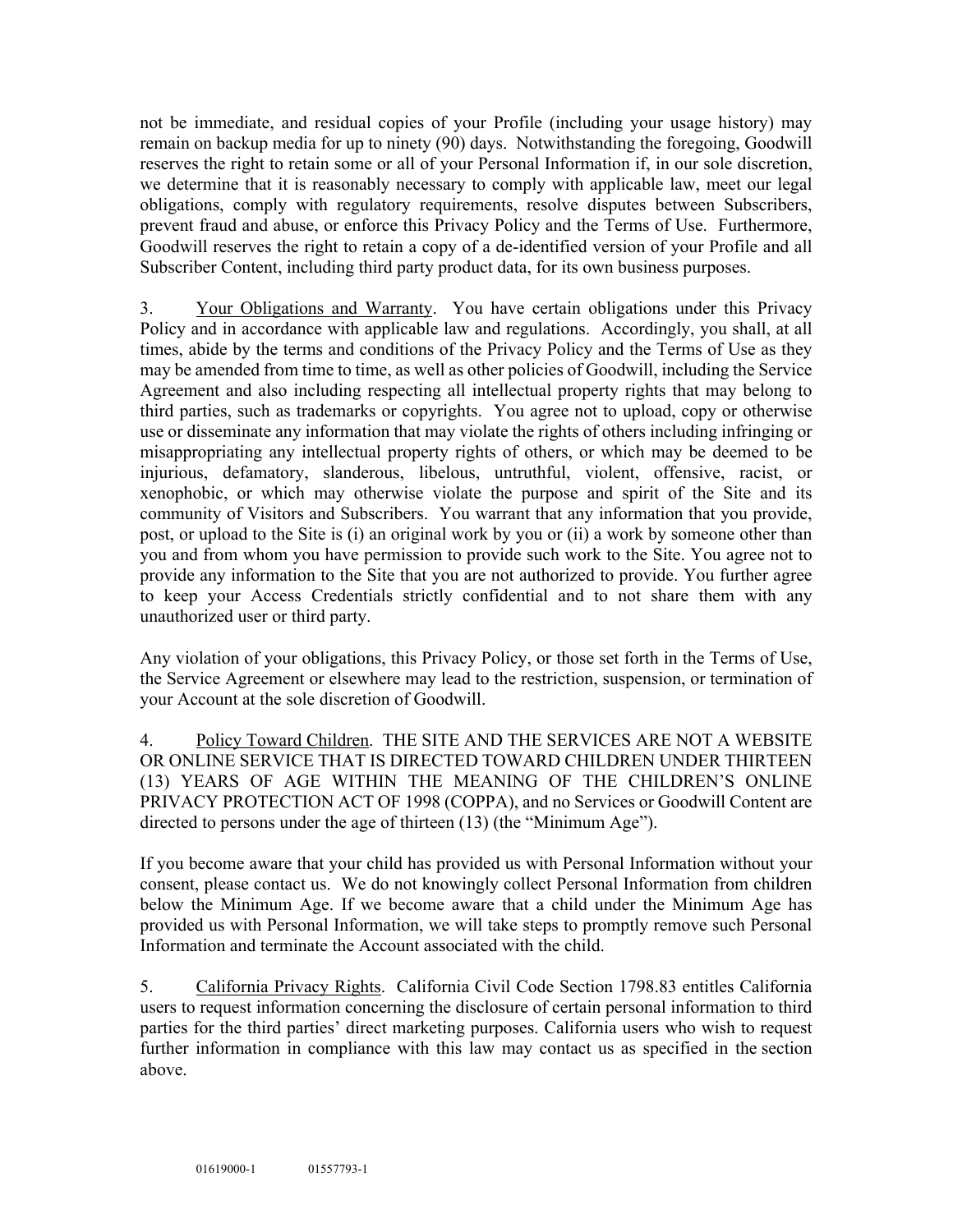not be immediate, and residual copies of your Profile (including your usage history) may remain on backup media for up to ninety (90) days. Notwithstanding the foregoing, Goodwill reserves the right to retain some or all of your Personal Information if, in our sole discretion, we determine that it is reasonably necessary to comply with applicable law, meet our legal obligations, comply with regulatory requirements, resolve disputes between Subscribers, prevent fraud and abuse, or enforce this Privacy Policy and the Terms of Use. Furthermore, Goodwill reserves the right to retain a copy of a de-identified version of your Profile and all Subscriber Content, including third party product data, for its own business purposes.

3. Your Obligations and Warranty. You have certain obligations under this Privacy Policy and in accordance with applicable law and regulations. Accordingly, you shall, at all times, abide by the terms and conditions of the Privacy Policy and the Terms of Use as they may be amended from time to time, as well as other policies of Goodwill, including the Service Agreement and also including respecting all intellectual property rights that may belong to third parties, such as trademarks or copyrights. You agree not to upload, copy or otherwise use or disseminate any information that may violate the rights of others including infringing or misappropriating any intellectual property rights of others, or which may be deemed to be injurious, defamatory, slanderous, libelous, untruthful, violent, offensive, racist, or xenophobic, or which may otherwise violate the purpose and spirit of the Site and its community of Visitors and Subscribers. You warrant that any information that you provide, post, or upload to the Site is (i) an original work by you or (ii) a work by someone other than you and from whom you have permission to provide such work to the Site. You agree not to provide any information to the Site that you are not authorized to provide. You further agree to keep your Access Credentials strictly confidential and to not share them with any unauthorized user or third party.

Any violation of your obligations, this Privacy Policy, or those set forth in the Terms of Use, the Service Agreement or elsewhere may lead to the restriction, suspension, or termination of your Account at the sole discretion of Goodwill.

4. Policy Toward Children. THE SITE AND THE SERVICES ARE NOT A WEBSITE OR ONLINE SERVICE THAT IS DIRECTED TOWARD CHILDREN UNDER THIRTEEN (13) YEARS OF AGE WITHIN THE MEANING OF THE CHILDREN'S ONLINE PRIVACY PROTECTION ACT OF 1998 (COPPA), and no Services or Goodwill Content are directed to persons under the age of thirteen (13) (the "Minimum Age").

If you become aware that your child has provided us with Personal Information without your consent, please contact us. We do not knowingly collect Personal Information from children below the Minimum Age. If we become aware that a child under the Minimum Age has provided us with Personal Information, we will take steps to promptly remove such Personal Information and terminate the Account associated with the child.

5. California Privacy Rights. California Civil Code Section 1798.83 entitles California users to request information concerning the disclosure of certain personal information to third parties for the third parties' direct marketing purposes. California users who wish to request further information in compliance with this law may contact us as specified in the section above.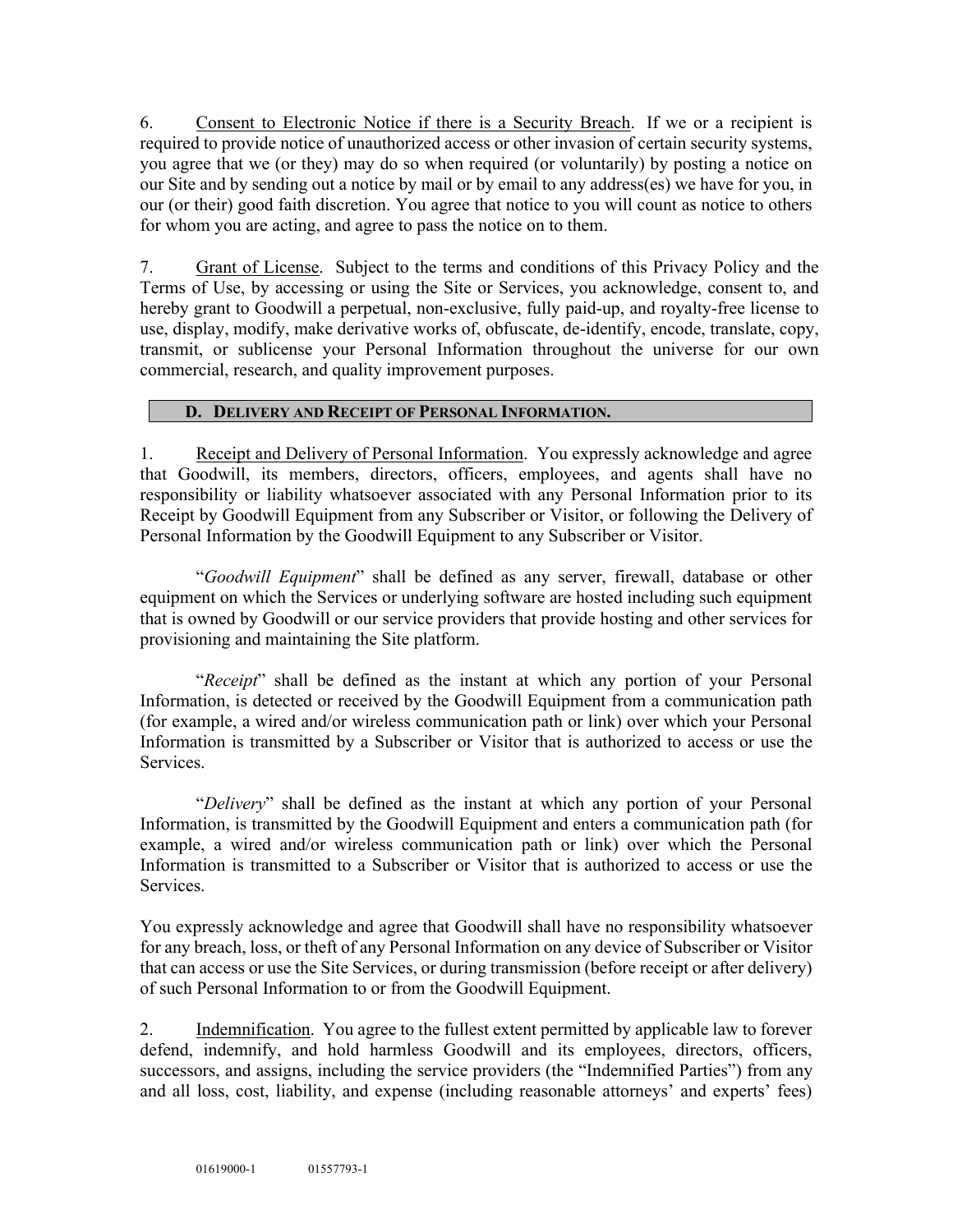6. Consent to Electronic Notice if there is a Security Breach. If we or a recipient is required to provide notice of unauthorized access or other invasion of certain security systems, you agree that we (or they) may do so when required (or voluntarily) by posting a notice on our Site and by sending out a notice by mail or by email to any address(es) we have for you, in our (or their) good faith discretion. You agree that notice to you will count as notice to others for whom you are acting, and agree to pass the notice on to them.

7. Grant of License. Subject to the terms and conditions of this Privacy Policy and the Terms of Use, by accessing or using the Site or Services, you acknowledge, consent to, and hereby grant to Goodwill a perpetual, non-exclusive, fully paid-up, and royalty-free license to use, display, modify, make derivative works of, obfuscate, de-identify, encode, translate, copy, transmit, or sublicense your Personal Information throughout the universe for our own commercial, research, and quality improvement purposes.

## D. DELIVERY AND RECEIPT OF PERSONAL INFORMATION.

1. Receipt and Delivery of Personal Information. You expressly acknowledge and agree that Goodwill, its members, directors, officers, employees, and agents shall have no responsibility or liability whatsoever associated with any Personal Information prior to its Receipt by Goodwill Equipment from any Subscriber or Visitor, or following the Delivery of Personal Information by the Goodwill Equipment to any Subscriber or Visitor.

"*Goodwill Equipment*" shall be defined as any server, firewall, database or other equipment on which the Services or underlying software are hosted including such equipment that is owned by Goodwill or our service providers that provide hosting and other services for provisioning and maintaining the Site platform.

"*Receipt*" shall be defined as the instant at which any portion of your Personal Information, is detected or received by the Goodwill Equipment from a communication path (for example, a wired and/or wireless communication path or link) over which your Personal Information is transmitted by a Subscriber or Visitor that is authorized to access or use the Services.

"*Delivery*" shall be defined as the instant at which any portion of your Personal Information, is transmitted by the Goodwill Equipment and enters a communication path (for example, a wired and/or wireless communication path or link) over which the Personal Information is transmitted to a Subscriber or Visitor that is authorized to access or use the Services.

You expressly acknowledge and agree that Goodwill shall have no responsibility whatsoever for any breach, loss, or theft of any Personal Information on any device of Subscriber or Visitor that can access or use the Site Services, or during transmission (before receipt or after delivery) of such Personal Information to or from the Goodwill Equipment.

2. Indemnification. You agree to the fullest extent permitted by applicable law to forever defend, indemnify, and hold harmless Goodwill and its employees, directors, officers, successors, and assigns, including the service providers (the "Indemnified Parties") from any and all loss, cost, liability, and expense (including reasonable attorneys' and experts' fees)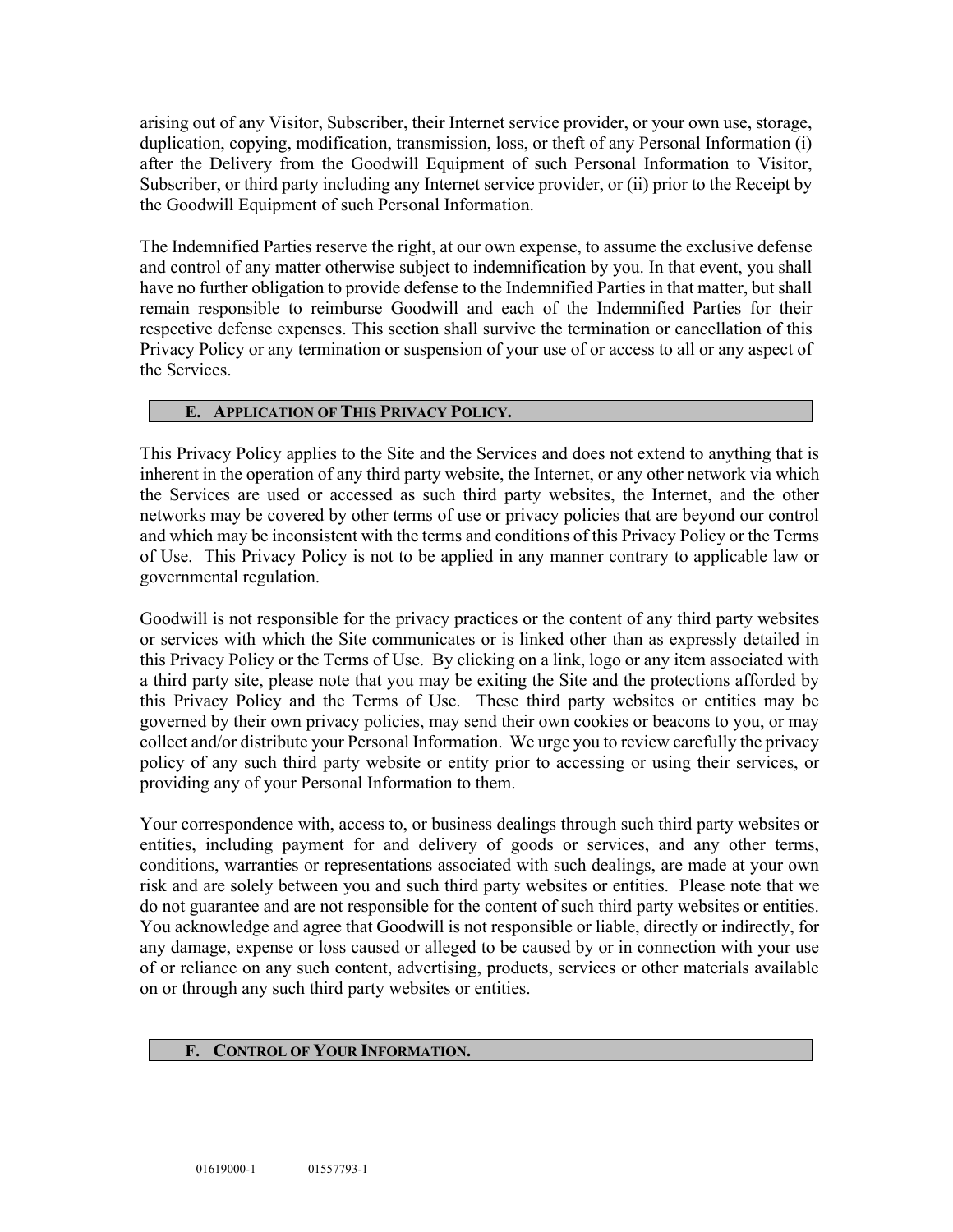arising out of any Visitor, Subscriber, their Internet service provider, or your own use, storage, duplication, copying, modification, transmission, loss, or theft of any Personal Information (i) after the Delivery from the Goodwill Equipment of such Personal Information to Visitor, Subscriber, or third party including any Internet service provider, or (ii) prior to the Receipt by the Goodwill Equipment of such Personal Information.

The Indemnified Parties reserve the right, at our own expense, to assume the exclusive defense and control of any matter otherwise subject to indemnification by you. In that event, you shall have no further obligation to provide defense to the Indemnified Parties in that matter, but shall remain responsible to reimburse Goodwill and each of the Indemnified Parties for their respective defense expenses. This section shall survive the termination or cancellation of this Privacy Policy or any termination or suspension of your use of or access to all or any aspect of the Services.

## E. Application of This Privacy Policy.

This Privacy Policy applies to the Site and the Services and does not extend to anything that is inherent in the operation of any third party website, the Internet, or any other network via which the Services are used or accessed as such third party websites, the Internet, and the other networks may be covered by other terms of use or privacy policies that are beyond our control and which may be inconsistent with the terms and conditions of this Privacy Policy or the Terms of Use. This Privacy Policy is not to be applied in any manner contrary to applicable law or governmental regulation.

Goodwill is not responsible for the privacy practices or the content of any third party websites or services with which the Site communicates or is linked other than as expressly detailed in this Privacy Policy or the Terms of Use. By clicking on a link, logo or any item associated with a third party site, please note that you may be exiting the Site and the protections afforded by this Privacy Policy and the Terms of Use. These third party websites or entities may be governed by their own privacy policies, may send their own cookies or beacons to you, or may collect and/or distribute your Personal Information. We urge you to review carefully the privacy policy of any such third party website or entity prior to accessing or using their services, or providing any of your Personal Information to them.

Your correspondence with, access to, or business dealings through such third party websites or entities, including payment for and delivery of goods or services, and any other terms, conditions, warranties or representations associated with such dealings, are made at your own risk and are solely between you and such third party websites or entities. Please note that we do not guarantee and are not responsible for the content of such third party websites or entities. You acknowledge and agree that Goodwill is not responsible or liable, directly or indirectly, for any damage, expense or loss caused or alleged to be caused by or in connection with your use of or reliance on any such content, advertising, products, services or other materials available on or through any such third party websites or entities.

## F. Control of Your Information.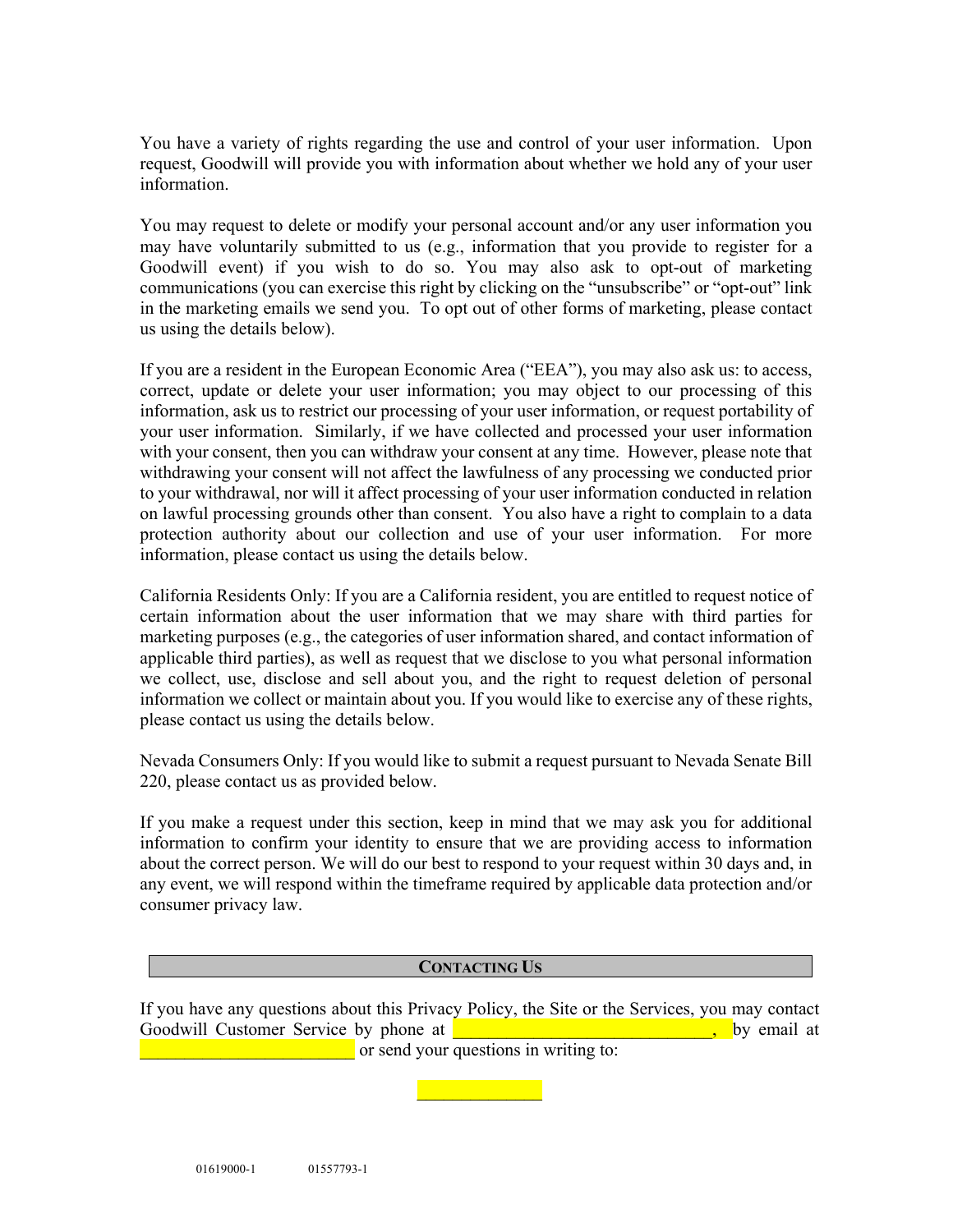You have a variety of rights regarding the use and control of your user information. Upon request, Goodwill will provide you with information about whether we hold any of your user information.

You may request to delete or modify your personal account and/or any user information you may have voluntarily submitted to us (e.g., information that you provide to register for a Goodwill event) if you wish to do so. You may also ask to opt-out of marketing communications (you can exercise this right by clicking on the "unsubscribe" or "opt-out" link in the marketing emails we send you. To opt out of other forms of marketing, please contact us using the details below).

If you are a resident in the European Economic Area ("EEA"), you may also ask us: to access, correct, update or delete your user information; you may object to our processing of this information, ask us to restrict our processing of your user information, or request portability of your user information. Similarly, if we have collected and processed your user information with your consent, then you can withdraw your consent at any time. However, please note that withdrawing your consent will not affect the lawfulness of any processing we conducted prior to your withdrawal, nor will it affect processing of your user information conducted in relation on lawful processing grounds other than consent. You also have a right to complain to a data protection authority about our collection and use of your user information. For more information, please contact us using the details below.

California Residents Only: If you are a California resident, you are entitled to request notice of certain information about the user information that we may share with third parties for marketing purposes (e.g., the categories of user information shared, and contact information of applicable third parties), as well as request that we disclose to you what personal information we collect, use, disclose and sell about you, and the right to request deletion of personal information we collect or maintain about you. If you would like to exercise any of these rights, please contact us using the details below.

Nevada Consumers Only: If you would like to submit a request pursuant to Nevada Senate Bill 220, please contact us as provided below.

If you make a request under this section, keep in mind that we may ask you for additional information to confirm your identity to ensure that we are providing access to information about the correct person. We will do our best to respond to your request within 30 days and, in any event, we will respond within the timeframe required by applicable data protection and/or consumer privacy law.

## CONTACTING US

If you have any questions about this Privacy Policy, the Site or the Services, you may contact Goodwill Customer Service by phone at ______________________________, by email at _________________________ or send your questions in writing to:

______________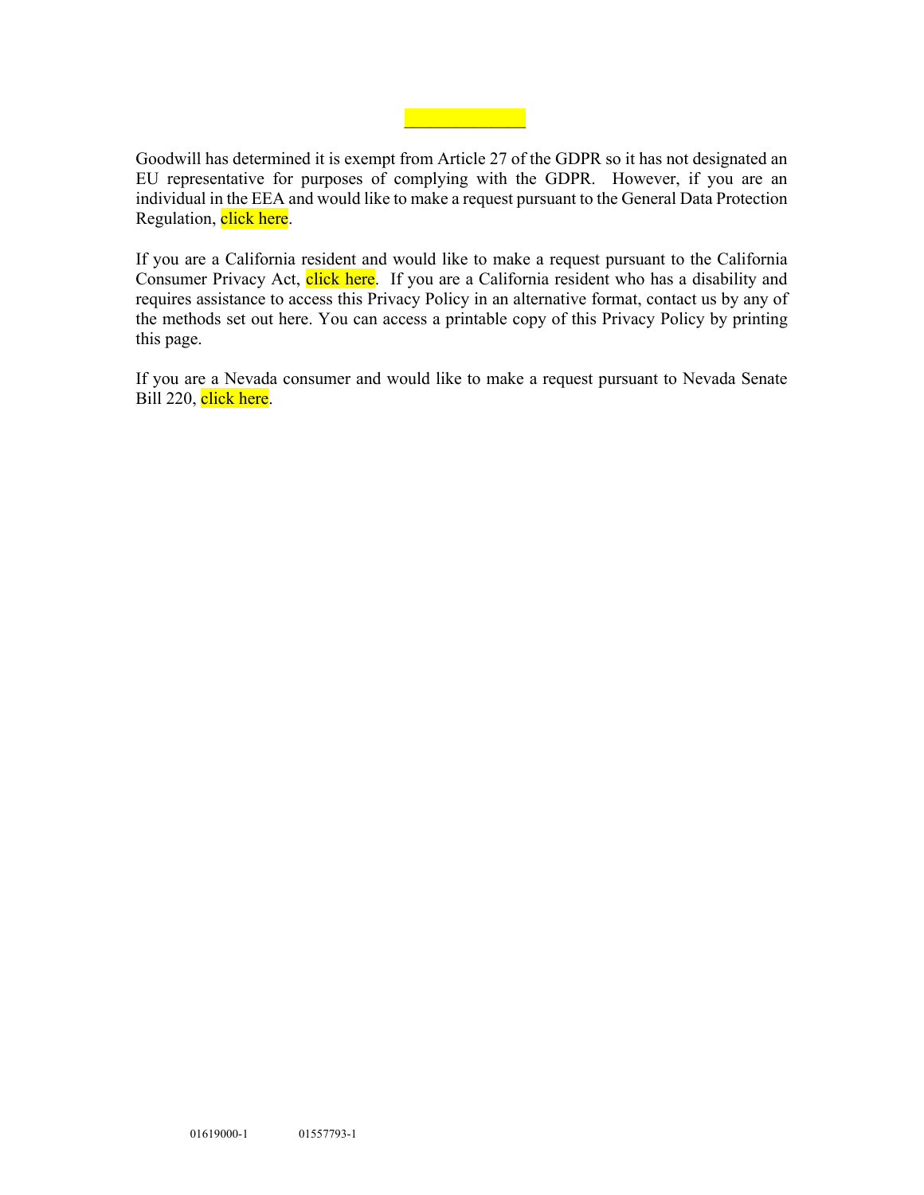Goodwill has determined it is exempt from Article 27 of the GDPR so it has not designated an EU representative for purposes of complying with the GDPR. However, if you are an individual in the EEA and would like to make a request pursuant to the General Data Protection Regulation, click here.

If you are a California resident and would like to make a request pursuant to the California Consumer Privacy Act, click here. If you are a California resident who has a disability and requires assistance to access this Privacy Policy in an alternative format, contact us by any of the methods set out here. You can access a printable copy of this Privacy Policy by printing this page.

If you are a Nevada consumer and would like to make a request pursuant to Nevada Senate Bill 220, click here.

01619000-1 01557793-1